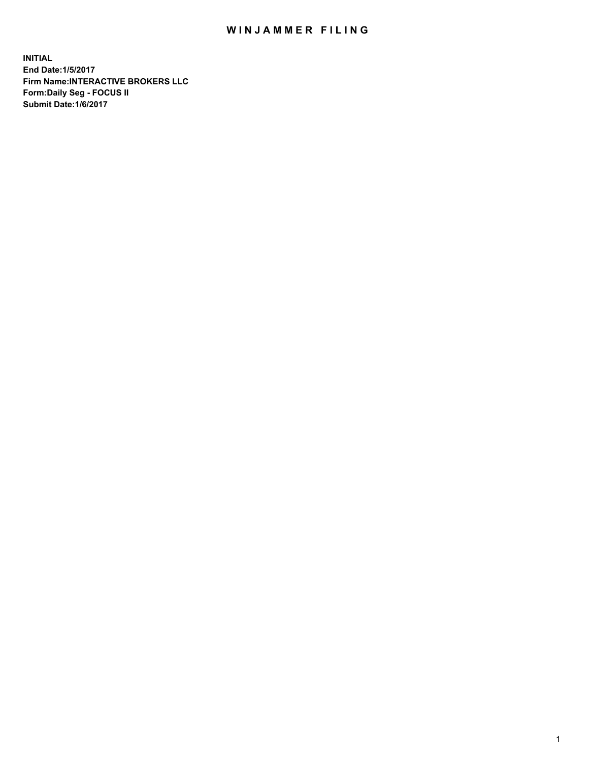# WINJAMMER FILING

**INITIAL**
**End Date:1/5/2017**
**Firm Name:INTERACTIVE BROKERS LLC**
**Form:Daily Seg - FOCUS II**
**Submit Date:1/6/2017**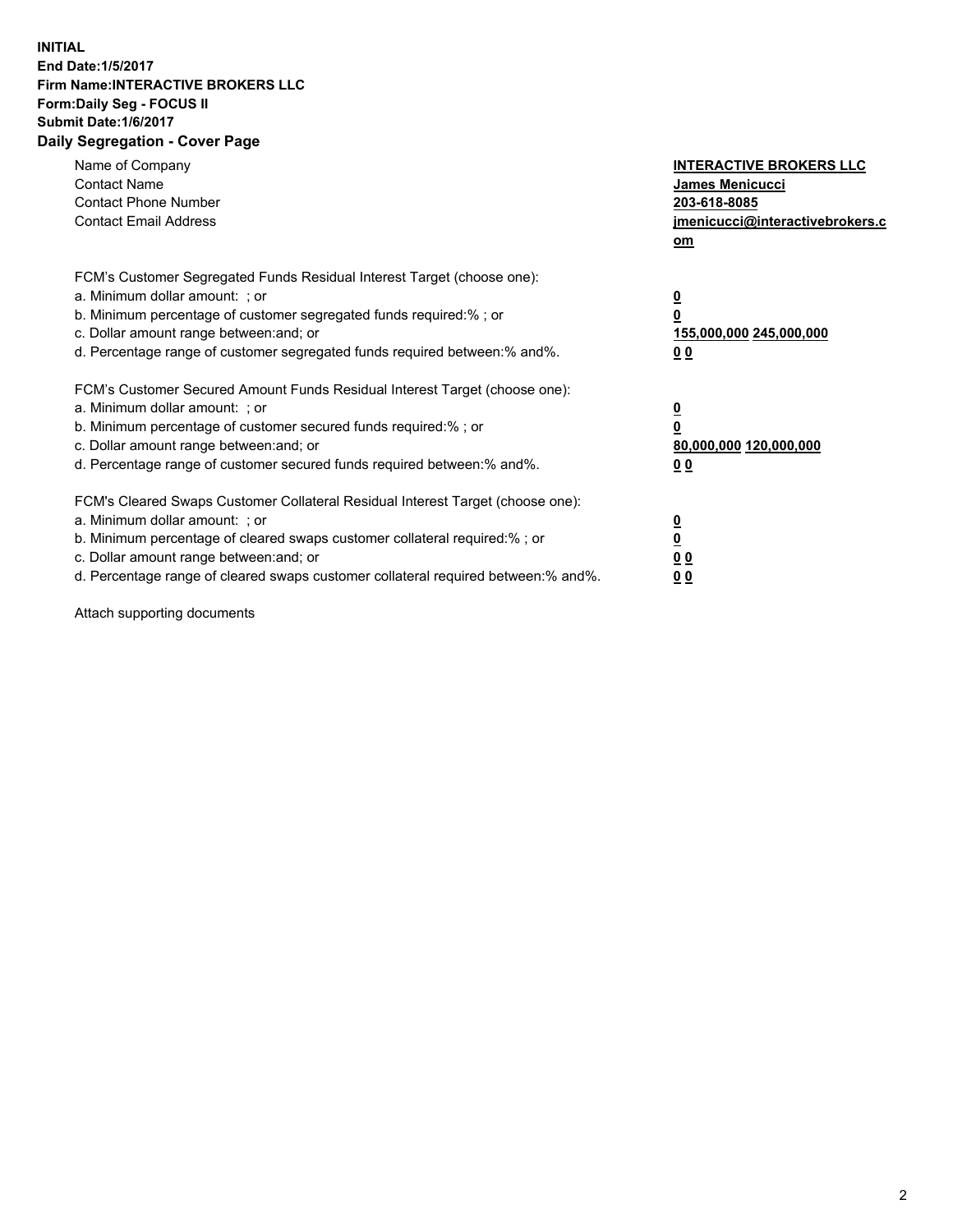**INITIAL**
**End Date:1/5/2017**
**Firm Name:INTERACTIVE BROKERS LLC**
**Form:Daily Seg - FOCUS II**
**Submit Date:1/6/2017**

## Daily Segregation - Cover Page

| | |
|---|---|
| Name of Company | **INTERACTIVE BROKERS LLC** |
| Contact Name | **James Menicucci** |
| Contact Phone Number | **203-618-8085** |
| Contact Email Address | **jmenicucci@interactivebrokers.com** |

FCM's Customer Segregated Funds Residual Interest Target (choose one):

| | |
|---|---|
| a. Minimum dollar amount: ; or | **0** |
| b. Minimum percentage of customer segregated funds required:% ; or | **0** |
| c. Dollar amount range between:and; or | **155,000,000 245,000,000** |
| d. Percentage range of customer segregated funds required between:% and%. | **0 0** |

FCM's Customer Secured Amount Funds Residual Interest Target (choose one):

| | |
|---|---|
| a. Minimum dollar amount: ; or | **0** |
| b. Minimum percentage of customer secured funds required:% ; or | **0** |
| c. Dollar amount range between:and; or | **80,000,000 120,000,000** |
| d. Percentage range of customer secured funds required between:% and%. | **0 0** |

FCM's Cleared Swaps Customer Collateral Residual Interest Target (choose one):

| | |
|---|---|
| a. Minimum dollar amount: ; or | **0** |
| b. Minimum percentage of cleared swaps customer collateral required:% ; or | **0** |
| c. Dollar amount range between:and; or | **0 0** |
| d. Percentage range of cleared swaps customer collateral required between:% and%. | **0 0** |

Attach supporting documents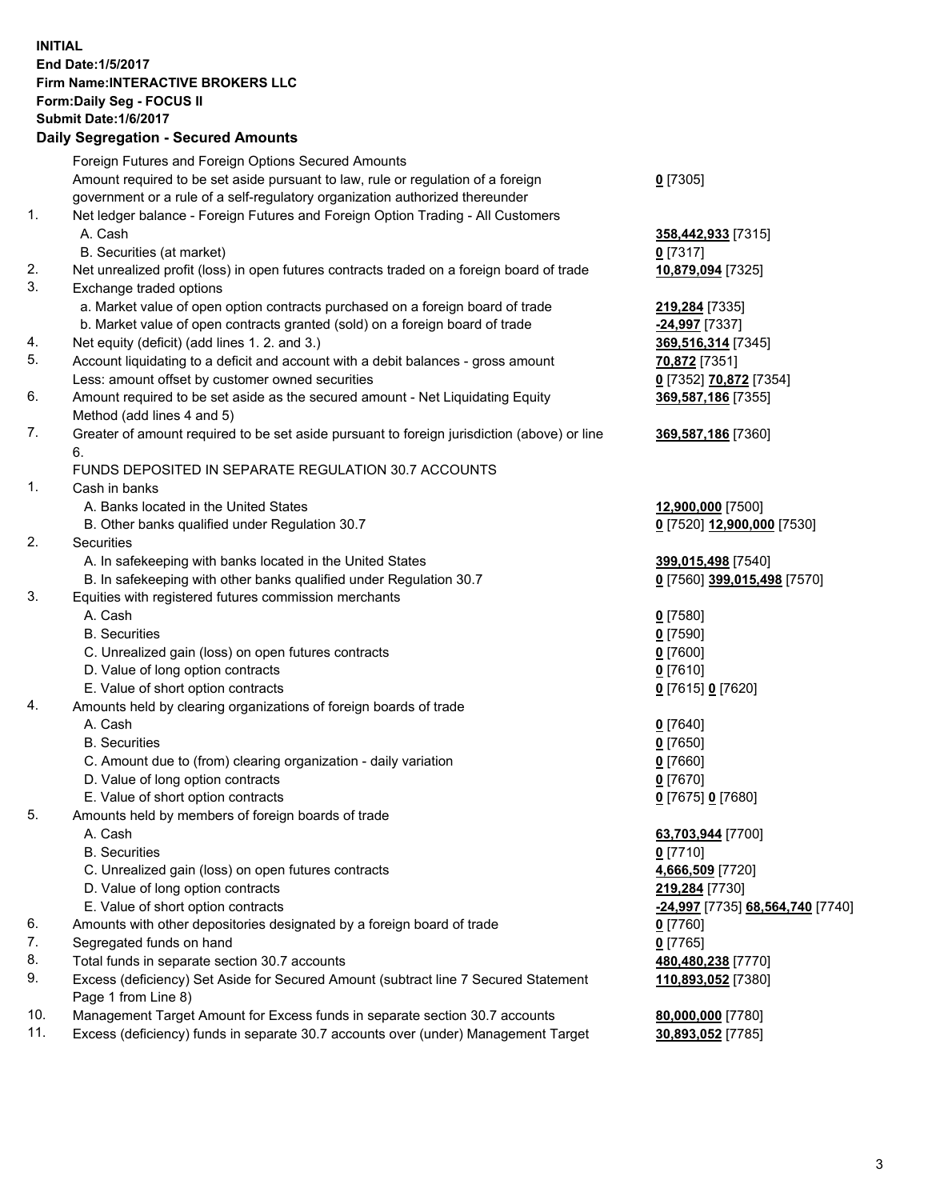**INITIAL**
**End Date:1/5/2017**
**Firm Name:INTERACTIVE BROKERS LLC**
**Form:Daily Seg - FOCUS II**
**Submit Date:1/6/2017**

## Daily Segregation - Secured Amounts

| | | |
|---|---|---|
| | Foreign Futures and Foreign Options Secured Amounts | |
| | Amount required to be set aside pursuant to law, rule or regulation of a foreign government or a rule of a self-regulatory organization authorized thereunder | 0 [7305] |
| 1. | Net ledger balance - Foreign Futures and Foreign Option Trading - All Customers | |
| | A. Cash | 358,442,933 [7315] |
| | B. Securities (at market) | 0 [7317] |
| 2. | Net unrealized profit (loss) in open futures contracts traded on a foreign board of trade | 10,879,094 [7325] |
| 3. | Exchange traded options | |
| | a. Market value of open option contracts purchased on a foreign board of trade | 219,284 [7335] |
| | b. Market value of open contracts granted (sold) on a foreign board of trade | -24,997 [7337] |
| 4. | Net equity (deficit) (add lines 1. 2. and 3.) | 369,516,314 [7345] |
| 5. | Account liquidating to a deficit and account with a debit balances - gross amount | 70,872 [7351] |
| | Less: amount offset by customer owned securities | 0 [7352] 70,872 [7354] |
| 6. | Amount required to be set aside as the secured amount - Net Liquidating Equity Method (add lines 4 and 5) | 369,587,186 [7355] |
| 7. | Greater of amount required to be set aside pursuant to foreign jurisdiction (above) or line 6. | 369,587,186 [7360] |
| | FUNDS DEPOSITED IN SEPARATE REGULATION 30.7 ACCOUNTS | |
| 1. | Cash in banks | |
| | A. Banks located in the United States | 12,900,000 [7500] |
| | B. Other banks qualified under Regulation 30.7 | 0 [7520] 12,900,000 [7530] |
| 2. | Securities | |
| | A. In safekeeping with banks located in the United States | 399,015,498 [7540] |
| | B. In safekeeping with other banks qualified under Regulation 30.7 | 0 [7560] 399,015,498 [7570] |
| 3. | Equities with registered futures commission merchants | |
| | A. Cash | 0 [7580] |
| | B. Securities | 0 [7590] |
| | C. Unrealized gain (loss) on open futures contracts | 0 [7600] |
| | D. Value of long option contracts | 0 [7610] |
| | E. Value of short option contracts | 0 [7615] 0 [7620] |
| 4. | Amounts held by clearing organizations of foreign boards of trade | |
| | A. Cash | 0 [7640] |
| | B. Securities | 0 [7650] |
| | C. Amount due to (from) clearing organization - daily variation | 0 [7660] |
| | D. Value of long option contracts | 0 [7670] |
| | E. Value of short option contracts | 0 [7675] 0 [7680] |
| 5. | Amounts held by members of foreign boards of trade | |
| | A. Cash | 63,703,944 [7700] |
| | B. Securities | 0 [7710] |
| | C. Unrealized gain (loss) on open futures contracts | 4,666,509 [7720] |
| | D. Value of long option contracts | 219,284 [7730] |
| | E. Value of short option contracts | -24,997 [7735] 68,564,740 [7740] |
| 6. | Amounts with other depositories designated by a foreign board of trade | 0 [7760] |
| 7. | Segregated funds on hand | 0 [7765] |
| 8. | Total funds in separate section 30.7 accounts | 480,480,238 [7770] |
| 9. | Excess (deficiency) Set Aside for Secured Amount (subtract line 7 Secured Statement Page 1 from Line 8) | 110,893,052 [7380] |
| 10. | Management Target Amount for Excess funds in separate section 30.7 accounts | 80,000,000 [7780] |
| 11. | Excess (deficiency) funds in separate 30.7 accounts over (under) Management Target | 30,893,052 [7785] |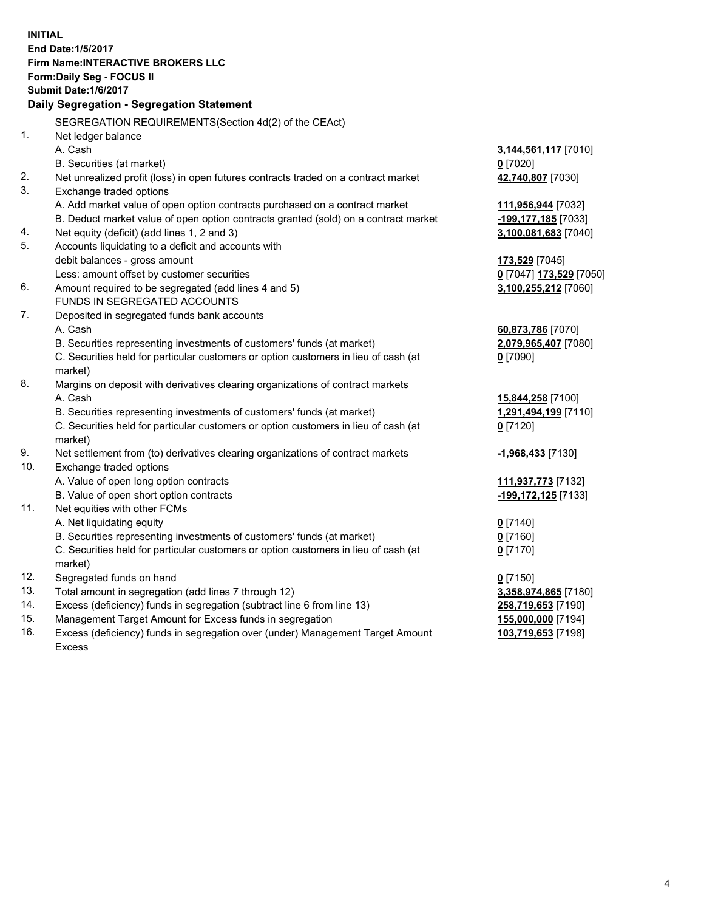**INITIAL**
**End Date:1/5/2017**
**Firm Name:INTERACTIVE BROKERS LLC**
**Form:Daily Seg - FOCUS II**
**Submit Date:1/6/2017**

## Daily Segregation - Segregation Statement

SEGREGATION REQUIREMENTS(Section 4d(2) of the CEAct)

| | | |
|---|---|---|
| 1. | Net ledger balance | |
| | A. Cash | **3,144,561,117** [7010] |
| | B. Securities (at market) | **0** [7020] |
| 2. | Net unrealized profit (loss) in open futures contracts traded on a contract market | **42,740,807** [7030] |
| 3. | Exchange traded options | |
| | A. Add market value of open option contracts purchased on a contract market | **111,956,944** [7032] |
| | B. Deduct market value of open option contracts granted (sold) on a contract market | **-199,177,185** [7033] |
| 4. | Net equity (deficit) (add lines 1, 2 and 3) | **3,100,081,683** [7040] |
| 5. | Accounts liquidating to a deficit and accounts with debit balances - gross amount | **173,529** [7045] |
| | Less: amount offset by customer securities | **0** [7047] **173,529** [7050] |
| 6. | Amount required to be segregated (add lines 4 and 5) | **3,100,255,212** [7060] |
| | FUNDS IN SEGREGATED ACCOUNTS | |
| 7. | Deposited in segregated funds bank accounts | |
| | A. Cash | **60,873,786** [7070] |
| | B. Securities representing investments of customers' funds (at market) | **2,079,965,407** [7080] |
| | C. Securities held for particular customers or option customers in lieu of cash (at market) | **0** [7090] |
| 8. | Margins on deposit with derivatives clearing organizations of contract markets | |
| | A. Cash | **15,844,258** [7100] |
| | B. Securities representing investments of customers' funds (at market) | **1,291,494,199** [7110] |
| | C. Securities held for particular customers or option customers in lieu of cash (at market) | **0** [7120] |
| 9. | Net settlement from (to) derivatives clearing organizations of contract markets | **-1,968,433** [7130] |
| 10. | Exchange traded options | |
| | A. Value of open long option contracts | **111,937,773** [7132] |
| | B. Value of open short option contracts | **-199,172,125** [7133] |
| 11. | Net equities with other FCMs | |
| | A. Net liquidating equity | **0** [7140] |
| | B. Securities representing investments of customers' funds (at market) | **0** [7160] |
| | C. Securities held for particular customers or option customers in lieu of cash (at market) | **0** [7170] |
| 12. | Segregated funds on hand | **0** [7150] |
| 13. | Total amount in segregation (add lines 7 through 12) | **3,358,974,865** [7180] |
| 14. | Excess (deficiency) funds in segregation (subtract line 6 from line 13) | **258,719,653** [7190] |
| 15. | Management Target Amount for Excess funds in segregation | **155,000,000** [7194] |
| 16. | Excess (deficiency) funds in segregation over (under) Management Target Amount Excess | **103,719,653** [7198] |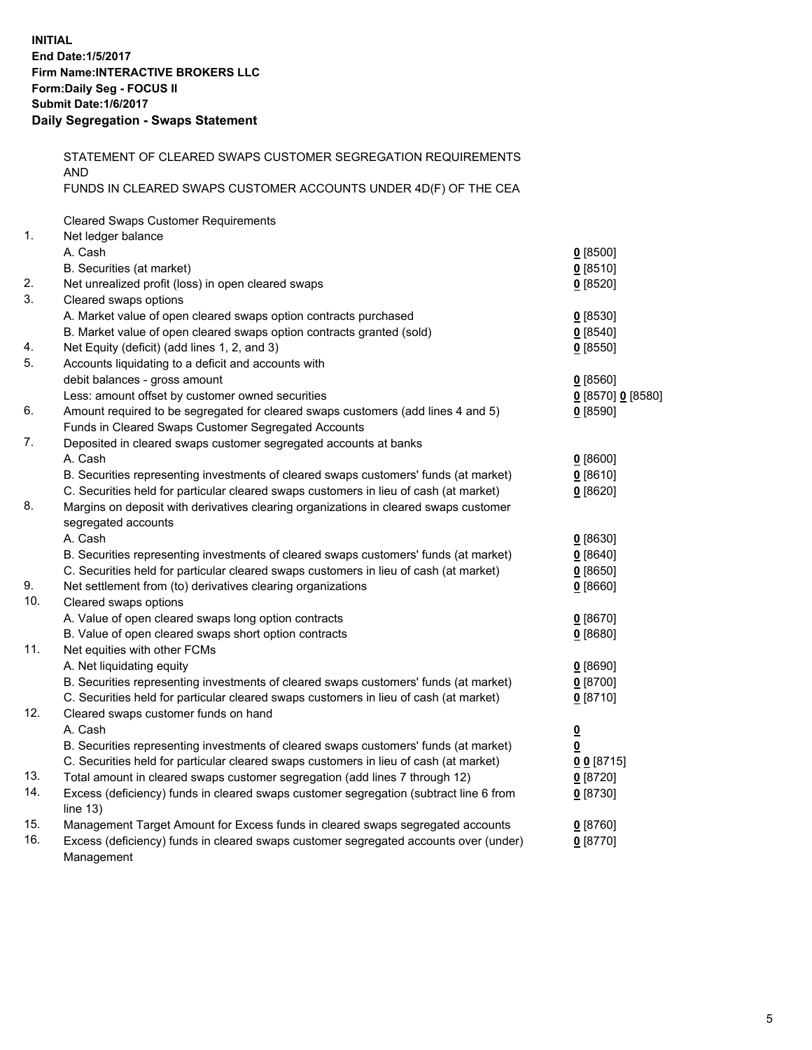**INITIAL**
**End Date:1/5/2017**
**Firm Name:INTERACTIVE BROKERS LLC**
**Form:Daily Seg - FOCUS II**
**Submit Date:1/6/2017**
**Daily Segregation - Swaps Statement**

STATEMENT OF CLEARED SWAPS CUSTOMER SEGREGATION REQUIREMENTS AND FUNDS IN CLEARED SWAPS CUSTOMER ACCOUNTS UNDER 4D(F) OF THE CEA

| | | |
|---|---|---|
| | Cleared Swaps Customer Requirements | |
| 1. | Net ledger balance | |
| | A. Cash | 0 [8500] |
| | B. Securities (at market) | 0 [8510] |
| 2. | Net unrealized profit (loss) in open cleared swaps | 0 [8520] |
| 3. | Cleared swaps options | |
| | A. Market value of open cleared swaps option contracts purchased | 0 [8530] |
| | B. Market value of open cleared swaps option contracts granted (sold) | 0 [8540] |
| 4. | Net Equity (deficit) (add lines 1, 2, and 3) | 0 [8550] |
| 5. | Accounts liquidating to a deficit and accounts with debit balances - gross amount | 0 [8560] |
| | Less: amount offset by customer owned securities | 0 [8570] 0 [8580] |
| 6. | Amount required to be segregated for cleared swaps customers (add lines 4 and 5) | 0 [8590] |
| | Funds in Cleared Swaps Customer Segregated Accounts | |
| 7. | Deposited in cleared swaps customer segregated accounts at banks | |
| | A. Cash | 0 [8600] |
| | B. Securities representing investments of cleared swaps customers' funds (at market) | 0 [8610] |
| | C. Securities held for particular cleared swaps customers in lieu of cash (at market) | 0 [8620] |
| 8. | Margins on deposit with derivatives clearing organizations in cleared swaps customer segregated accounts | |
| | A. Cash | 0 [8630] |
| | B. Securities representing investments of cleared swaps customers' funds (at market) | 0 [8640] |
| | C. Securities held for particular cleared swaps customers in lieu of cash (at market) | 0 [8650] |
| 9. | Net settlement from (to) derivatives clearing organizations | 0 [8660] |
| 10. | Cleared swaps options | |
| | A. Value of open cleared swaps long option contracts | 0 [8670] |
| | B. Value of open cleared swaps short option contracts | 0 [8680] |
| 11. | Net equities with other FCMs | |
| | A. Net liquidating equity | 0 [8690] |
| | B. Securities representing investments of cleared swaps customers' funds (at market) | 0 [8700] |
| | C. Securities held for particular cleared swaps customers in lieu of cash (at market) | 0 [8710] |
| 12. | Cleared swaps customer funds on hand | |
| | A. Cash | 0 |
| | B. Securities representing investments of cleared swaps customers' funds (at market) | 0 |
| | C. Securities held for particular cleared swaps customers in lieu of cash (at market) | 0 0 [8715] |
| 13. | Total amount in cleared swaps customer segregation (add lines 7 through 12) | 0 [8720] |
| 14. | Excess (deficiency) funds in cleared swaps customer segregation (subtract line 6 from line 13) | 0 [8730] |
| 15. | Management Target Amount for Excess funds in cleared swaps segregated accounts | 0 [8760] |
| 16. | Excess (deficiency) funds in cleared swaps customer segregated accounts over (under) Management | 0 [8770] |